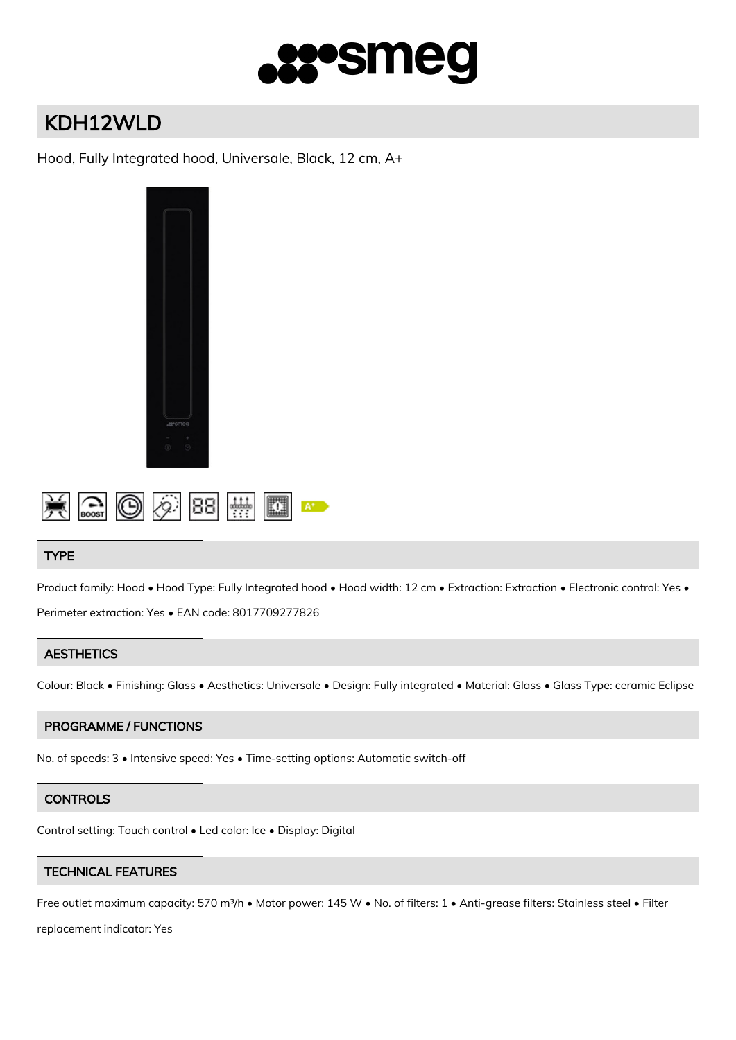# KDH12WLD

Hood, Fully Integrated hood, Universale, Black, 12 cm, A+

## TYPE

Product family: Hood • Hood Type: Fully Integrated hood • Hood width: 12 cm • Extraction: Extraction • Electronic control: Yes • Perimeter extraction: Yes • EAN code: 8017709277826

## AESTHETICS

Colour: Black • Finishing: Glass • Aesthetics: Universale • Design: Fully integrated • Material: Glass • Glass Type: ceramic Eclipse

## PROGRAMME / FUNCTIONS

No. of speeds: 3 • Intensive speed: Yes • Time-setting options: Automatic switch-off

## CONTROLS

Control setting: Touch control • Led color: Ice • Display: Digital

## TECHNICAL FEATURES

Free outlet maximum capacity: 570 m³/h • Motor power: 145 W • No. of filters: 1 • Anti-grease filters: Stainless steel • Filter replacement indicator: Yes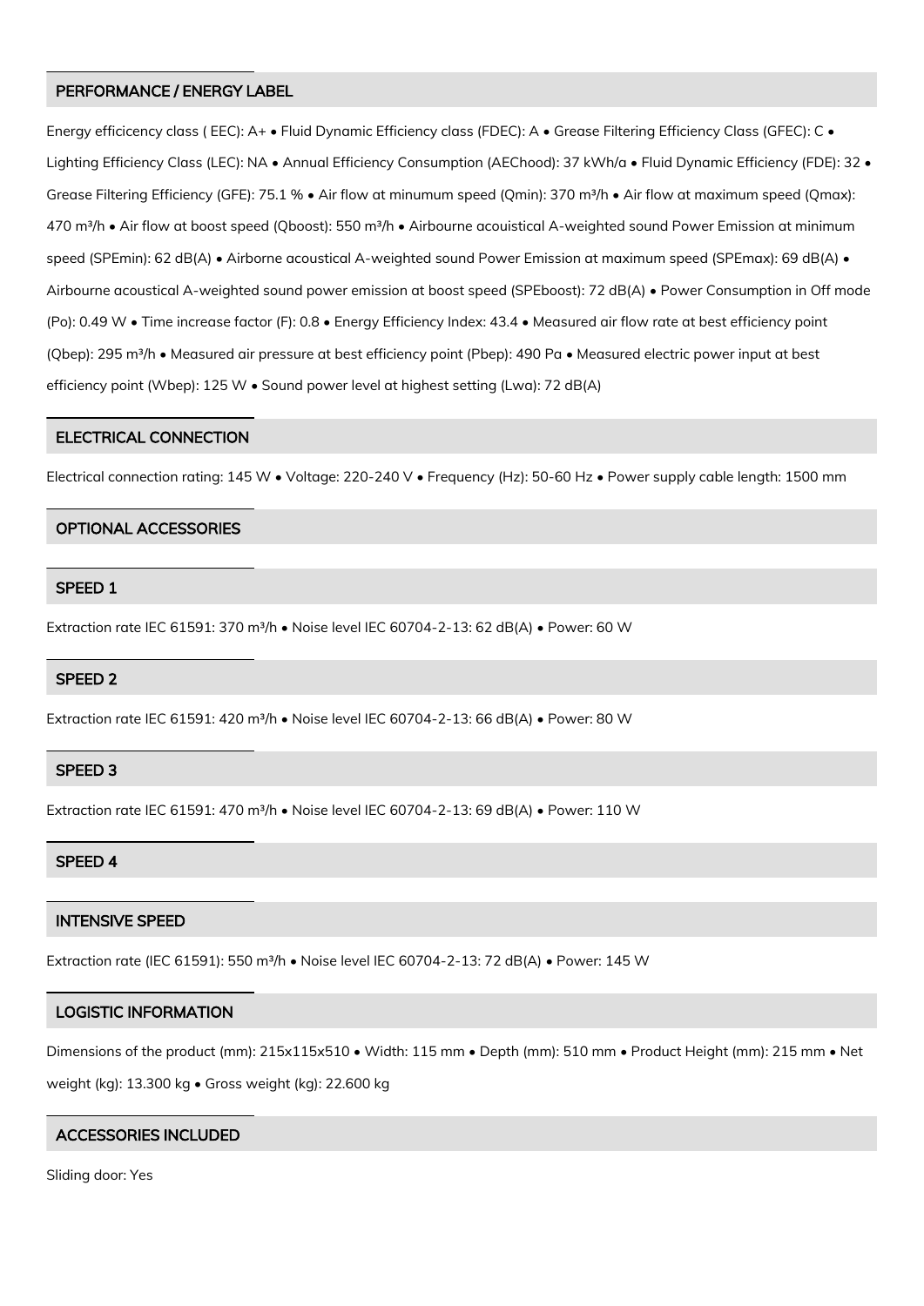## PERFORMANCE / ENERGY LABEL

Energy efficicency class ( EEC): A+ • Fluid Dynamic Efficiency class (FDEC): A • Grease Filtering Efficiency Class (GFEC): C • Lighting Efficiency Class (LEC): NA • Annual Efficiency Consumption (AEChood): 37 kWh/a • Fluid Dynamic Efficiency (FDE): 32 • Grease Filtering Efficiency (GFE): 75.1 % • Air flow at minumum speed (Qmin): 370 m³/h • Air flow at maximum speed (Qmax): 470 m³/h • Air flow at boost speed (Qboost): 550 m³/h • Airbourne acouistical A-weighted sound Power Emission at minimum speed (SPEmin): 62 dB(A) • Airborne acoustical A-weighted sound Power Emission at maximum speed (SPEmax): 69 dB(A) • Airbourne acoustical A-weighted sound power emission at boost speed (SPEboost): 72 dB(A) • Power Consumption in Off mode (Po): 0.49 W • Time increase factor (F): 0.8 • Energy Efficiency Index: 43.4 • Measured air flow rate at best efficiency point (Qbep): 295 m³/h • Measured air pressure at best efficiency point (Pbep): 490 Pa • Measured electric power input at best efficiency point (Wbep): 125 W • Sound power level at highest setting (Lwa): 72 dB(A)

## ELECTRICAL CONNECTION

Electrical connection rating: 145 W • Voltage: 220-240 V • Frequency (Hz): 50-60 Hz • Power supply cable length: 1500 mm

## OPTIONAL ACCESSORIES

## SPEED 1

Extraction rate IEC 61591: 370 m³/h • Noise level IEC 60704-2-13: 62 dB(A) • Power: 60 W

## SPEED 2

Extraction rate IEC 61591: 420 m³/h • Noise level IEC 60704-2-13: 66 dB(A) • Power: 80 W

## SPEED 3

Extraction rate IEC 61591: 470 m³/h • Noise level IEC 60704-2-13: 69 dB(A) • Power: 110 W

## SPEED 4

## INTENSIVE SPEED

Extraction rate (IEC 61591): 550 m³/h • Noise level IEC 60704-2-13: 72 dB(A) • Power: 145 W

## LOGISTIC INFORMATION

Dimensions of the product (mm): 215x115x510 • Width: 115 mm • Depth (mm): 510 mm • Product Height (mm): 215 mm • Net weight (kg): 13.300 kg • Gross weight (kg): 22.600 kg

## ACCESSORIES INCLUDED

Sliding door: Yes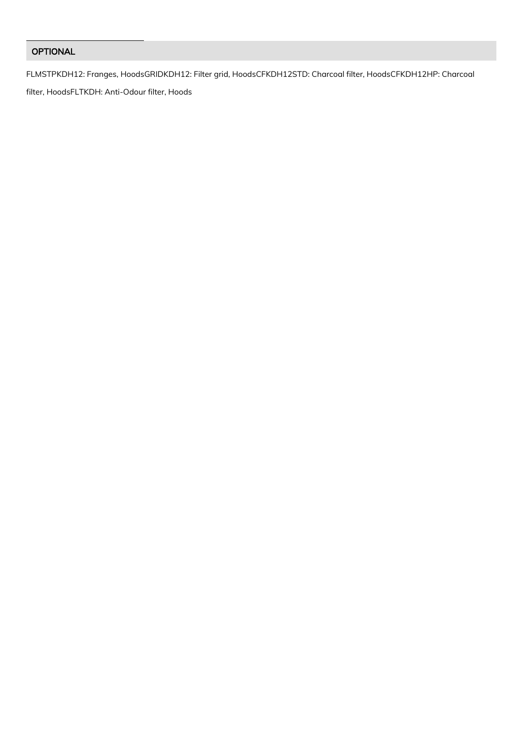## OPTIONAL

FLMSTPKDH12: Franges, HoodsGRIDKDH12: Filter grid, HoodsCFKDH12STD: Charcoal filter, HoodsCFKDH12HP: Charcoal filter, HoodsFLTKDH: Anti-Odour filter, Hoods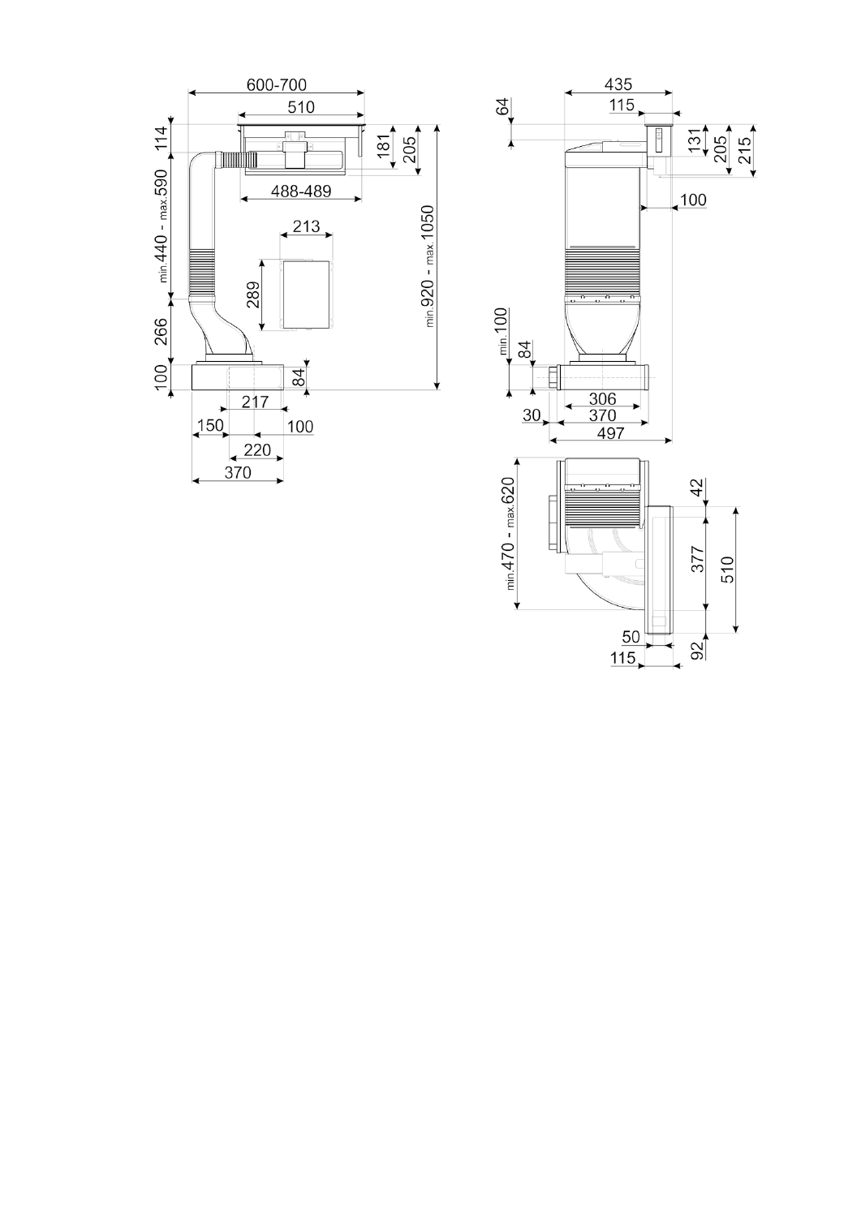600-700

510

114

181

205

488-489

min.440 - max.590

213

289

min.920 - max.1050

266

100

84

217

150

100

220

370

435

64

115

131

205

215

100

min.100

84

306

30

370

497

min.470 - max.620

42

377

510

50

92

115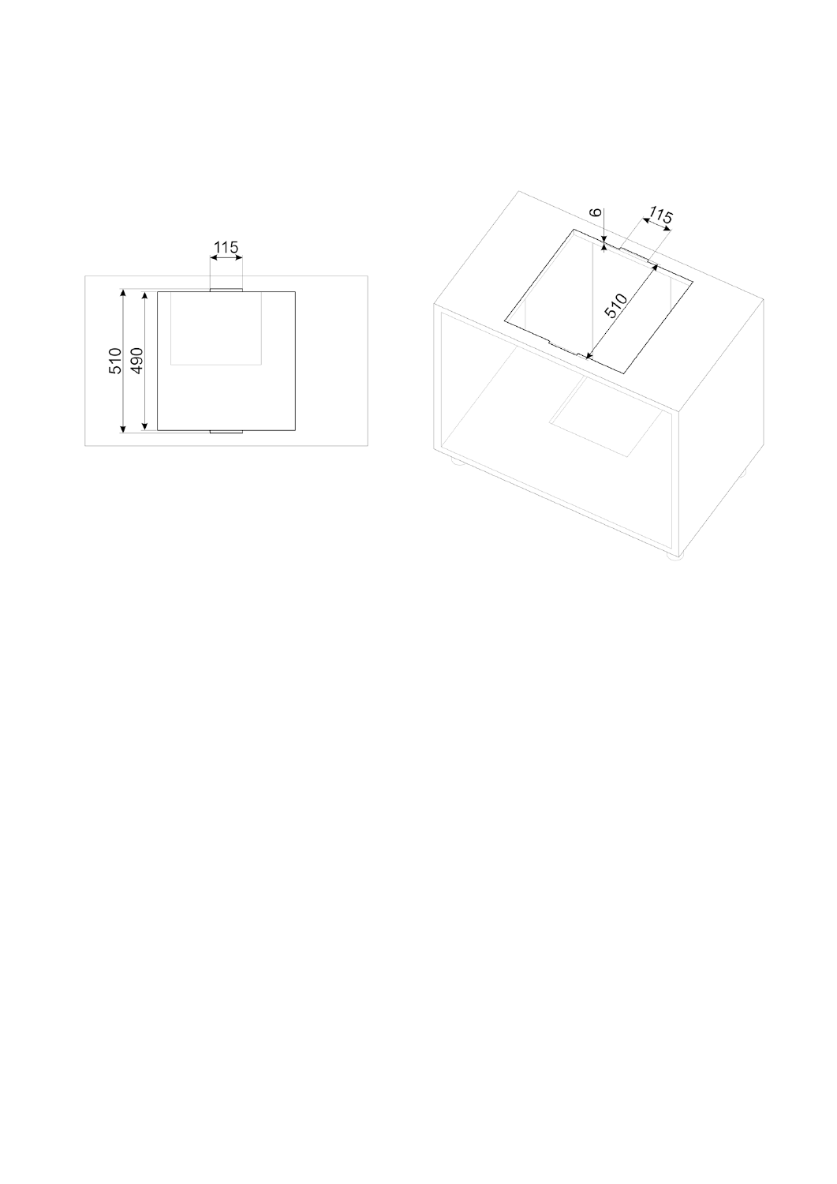115

510

490

6

115

510